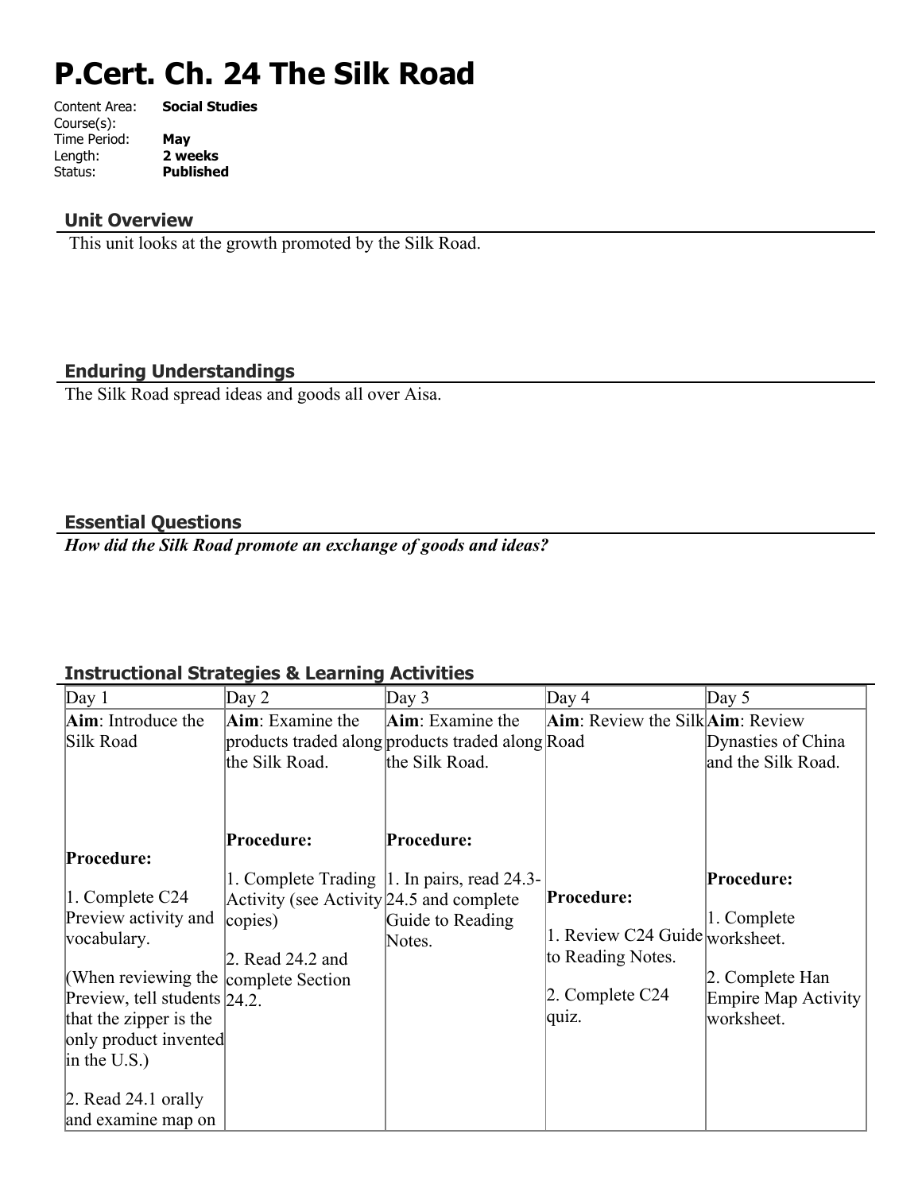# P.Cert. Ch. 24 The Silk Road

Content Area: **Social Studies**
Course(s):
Time Period: **May**
Length: **2 weeks**
Status: **Published**

## Unit Overview

This unit looks at the growth promoted by the Silk Road.

## Enduring Understandings

The Silk Road spread ideas and goods all over Aisa.

## Essential Questions

***How did the Silk Road promote an exchange of goods and ideas?***

## Instructional Strategies & Learning Activities

| Day 1 | Day 2 | Day 3 | Day 4 | Day 5 |
|---|---|---|---|---|
| **Aim**: Introduce the Silk Road<br><br>**Procedure:**<br><br>1. Complete C24 Preview activity and vocabulary.<br><br>(When reviewing the Preview, tell students that the zipper is the only product invented in the U.S.)<br><br>2. Read 24.1 orally and examine map on | **Aim**: Examine the products traded along the Silk Road.<br><br>**Procedure:**<br><br>1. Complete Trading Activity (see Activity copies)<br><br>2. Read 24.2 and complete Section 24.2. | **Aim**: Examine the products traded along the Silk Road.<br><br>**Procedure:**<br><br>1. In pairs, read 24.3-24.5 and complete Guide to Reading Notes. | **Aim**: Review the Silk Road<br><br>**Procedure:**<br><br>1. Review C24 Guide to Reading Notes.<br><br>2. Complete C24 quiz. | **Aim**: Review Dynasties of China and the Silk Road.<br><br>**Procedure:**<br><br>1. Complete worksheet.<br><br>2. Complete Han Empire Map Activity worksheet. |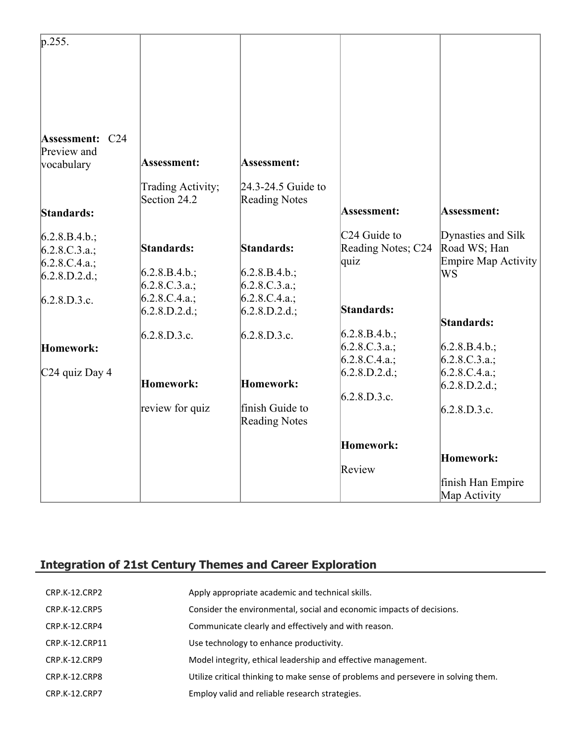| | | | | |
|---|---|---|---|---|
| p.255.<br><br>**Assessment:** C24 Preview and vocabulary<br><br>**Standards:**<br><br>6.2.8.B.4.b.; 6.2.8.C.3.a.; 6.2.8.C.4.a.; 6.2.8.D.2.d.;<br><br>6.2.8.D.3.c.<br><br>**Homework:**<br><br>C24 quiz Day 4 | **Assessment:**<br><br>Trading Activity; Section 24.2<br><br>**Standards:**<br><br>6.2.8.B.4.b.; 6.2.8.C.3.a.; 6.2.8.C.4.a.; 6.2.8.D.2.d.;<br><br>6.2.8.D.3.c.<br><br>**Homework:**<br><br>review for quiz | **Assessment:**<br><br>24.3-24.5 Guide to Reading Notes<br><br>**Standards:**<br><br>6.2.8.B.4.b.; 6.2.8.C.3.a.; 6.2.8.C.4.a.; 6.2.8.D.2.d.;<br><br>6.2.8.D.3.c.<br><br>**Homework:**<br><br>finish Guide to Reading Notes | **Assessment:**<br><br>C24 Guide to Reading Notes; C24 quiz<br><br>**Standards:**<br><br>6.2.8.B.4.b.; 6.2.8.C.3.a.; 6.2.8.C.4.a.; 6.2.8.D.2.d.;<br><br>6.2.8.D.3.c.<br><br>**Homework:**<br><br>Review | **Assessment:**<br><br>Dynasties and Silk Road WS; Han Empire Map Activity WS<br><br>**Standards:**<br><br>6.2.8.B.4.b.; 6.2.8.C.3.a.; 6.2.8.C.4.a.; 6.2.8.D.2.d.;<br><br>6.2.8.D.3.c.<br><br>**Homework:**<br><br>finish Han Empire Map Activity |

## Integration of 21st Century Themes and Career Exploration

| | |
|---|---|
| CRP.K-12.CRP2 | Apply appropriate academic and technical skills. |
| CRP.K-12.CRP5 | Consider the environmental, social and economic impacts of decisions. |
| CRP.K-12.CRP4 | Communicate clearly and effectively and with reason. |
| CRP.K-12.CRP11 | Use technology to enhance productivity. |
| CRP.K-12.CRP9 | Model integrity, ethical leadership and effective management. |
| CRP.K-12.CRP8 | Utilize critical thinking to make sense of problems and persevere in solving them. |
| CRP.K-12.CRP7 | Employ valid and reliable research strategies. |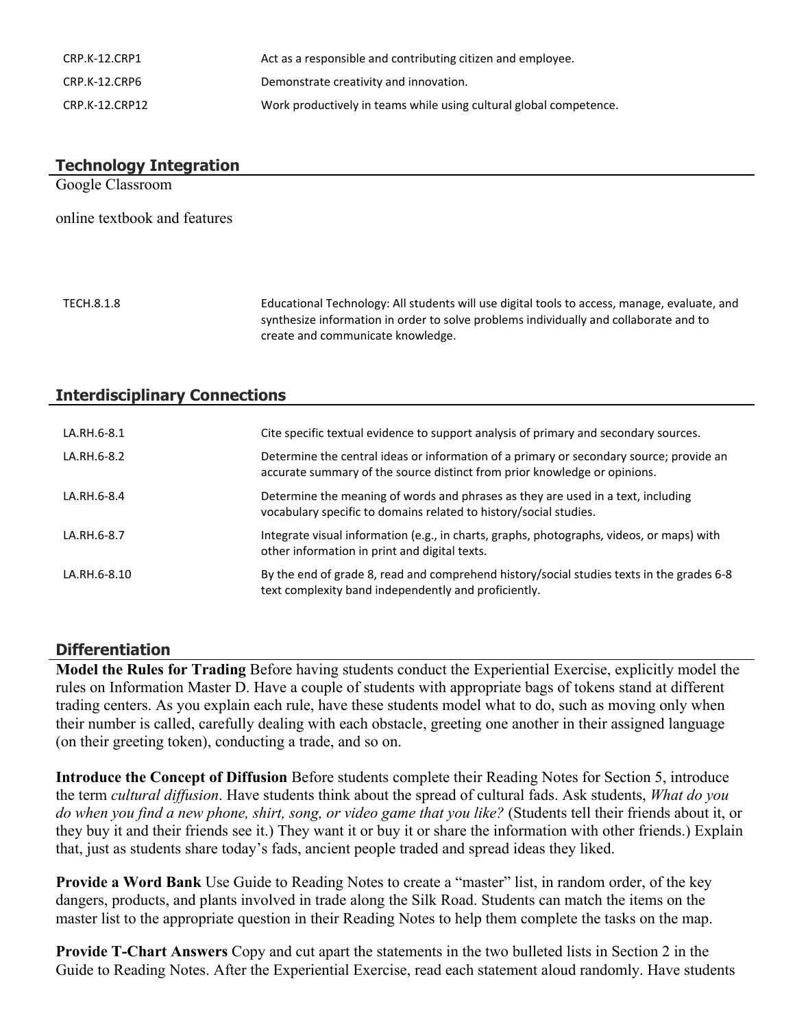| | |
|---|---|
| CRP.K-12.CRP1 | Act as a responsible and contributing citizen and employee. |
| CRP.K-12.CRP6 | Demonstrate creativity and innovation. |
| CRP.K-12.CRP12 | Work productively in teams while using cultural global competence. |

## Technology Integration

Google Classroom

online textbook and features

| | |
|---|---|
| TECH.8.1.8 | Educational Technology: All students will use digital tools to access, manage, evaluate, and synthesize information in order to solve problems individually and collaborate and to create and communicate knowledge. |

## Interdisciplinary Connections

| | |
|---|---|
| LA.RH.6-8.1 | Cite specific textual evidence to support analysis of primary and secondary sources. |
| LA.RH.6-8.2 | Determine the central ideas or information of a primary or secondary source; provide an accurate summary of the source distinct from prior knowledge or opinions. |
| LA.RH.6-8.4 | Determine the meaning of words and phrases as they are used in a text, including vocabulary specific to domains related to history/social studies. |
| LA.RH.6-8.7 | Integrate visual information (e.g., in charts, graphs, photographs, videos, or maps) with other information in print and digital texts. |
| LA.RH.6-8.10 | By the end of grade 8, read and comprehend history/social studies texts in the grades 6-8 text complexity band independently and proficiently. |

## Differentiation

**Model the Rules for Trading** Before having students conduct the Experiential Exercise, explicitly model the rules on Information Master D. Have a couple of students with appropriate bags of tokens stand at different trading centers. As you explain each rule, have these students model what to do, such as moving only when their number is called, carefully dealing with each obstacle, greeting one another in their assigned language (on their greeting token), conducting a trade, and so on.

**Introduce the Concept of Diffusion** Before students complete their Reading Notes for Section 5, introduce the term *cultural diffusion*. Have students think about the spread of cultural fads. Ask students, *What do you do when you find a new phone, shirt, song, or video game that you like?* (Students tell their friends about it, or they buy it and their friends see it.) They want it or buy it or share the information with other friends.) Explain that, just as students share today's fads, ancient people traded and spread ideas they liked.

**Provide a Word Bank** Use Guide to Reading Notes to create a "master" list, in random order, of the key dangers, products, and plants involved in trade along the Silk Road. Students can match the items on the master list to the appropriate question in their Reading Notes to help them complete the tasks on the map.

**Provide T-Chart Answers** Copy and cut apart the statements in the two bulleted lists in Section 2 in the Guide to Reading Notes. After the Experiential Exercise, read each statement aloud randomly. Have students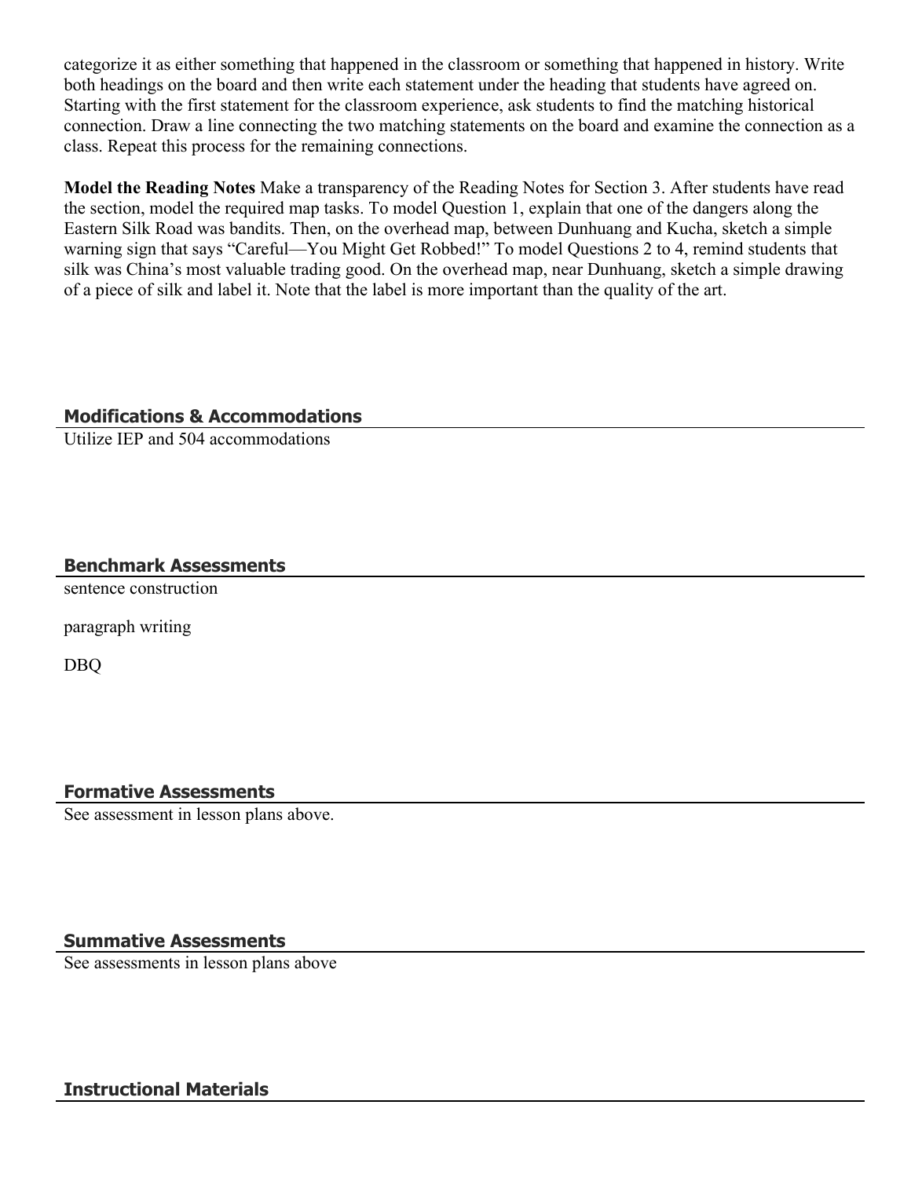categorize it as either something that happened in the classroom or something that happened in history. Write both headings on the board and then write each statement under the heading that students have agreed on. Starting with the first statement for the classroom experience, ask students to find the matching historical connection. Draw a line connecting the two matching statements on the board and examine the connection as a class. Repeat this process for the remaining connections.

**Model the Reading Notes** Make a transparency of the Reading Notes for Section 3. After students have read the section, model the required map tasks. To model Question 1, explain that one of the dangers along the Eastern Silk Road was bandits. Then, on the overhead map, between Dunhuang and Kucha, sketch a simple warning sign that says "Careful—You Might Get Robbed!" To model Questions 2 to 4, remind students that silk was China's most valuable trading good. On the overhead map, near Dunhuang, sketch a simple drawing of a piece of silk and label it. Note that the label is more important than the quality of the art.

## Modifications & Accommodations

Utilize IEP and 504 accommodations

## Benchmark Assessments

sentence construction

paragraph writing

DBQ

## Formative Assessments

See assessment in lesson plans above.

## Summative Assessments

See assessments in lesson plans above

## Instructional Materials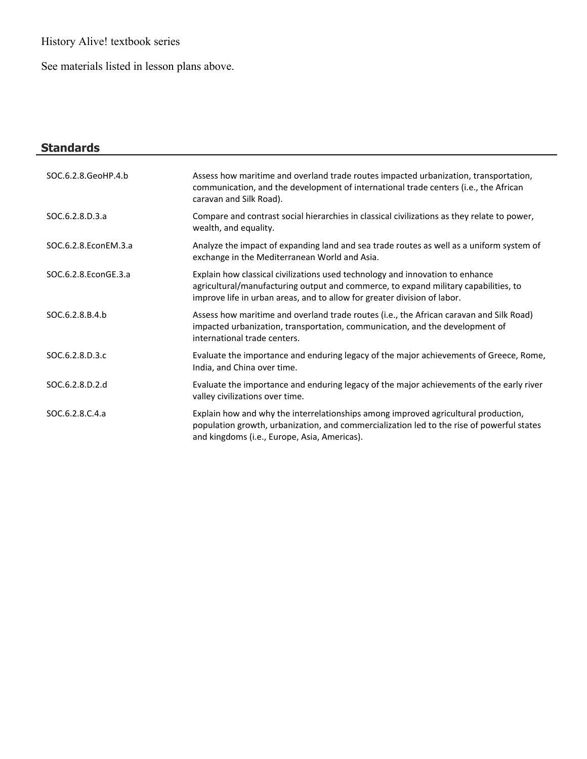History Alive! textbook series

See materials listed in lesson plans above.

## Standards

| | |
|---|---|
| SOC.6.2.8.GeoHP.4.b | Assess how maritime and overland trade routes impacted urbanization, transportation, communication, and the development of international trade centers (i.e., the African caravan and Silk Road). |
| SOC.6.2.8.D.3.a | Compare and contrast social hierarchies in classical civilizations as they relate to power, wealth, and equality. |
| SOC.6.2.8.EconEM.3.a | Analyze the impact of expanding land and sea trade routes as well as a uniform system of exchange in the Mediterranean World and Asia. |
| SOC.6.2.8.EconGE.3.a | Explain how classical civilizations used technology and innovation to enhance agricultural/manufacturing output and commerce, to expand military capabilities, to improve life in urban areas, and to allow for greater division of labor. |
| SOC.6.2.8.B.4.b | Assess how maritime and overland trade routes (i.e., the African caravan and Silk Road) impacted urbanization, transportation, communication, and the development of international trade centers. |
| SOC.6.2.8.D.3.c | Evaluate the importance and enduring legacy of the major achievements of Greece, Rome, India, and China over time. |
| SOC.6.2.8.D.2.d | Evaluate the importance and enduring legacy of the major achievements of the early river valley civilizations over time. |
| SOC.6.2.8.C.4.a | Explain how and why the interrelationships among improved agricultural production, population growth, urbanization, and commercialization led to the rise of powerful states and kingdoms (i.e., Europe, Asia, Americas). |